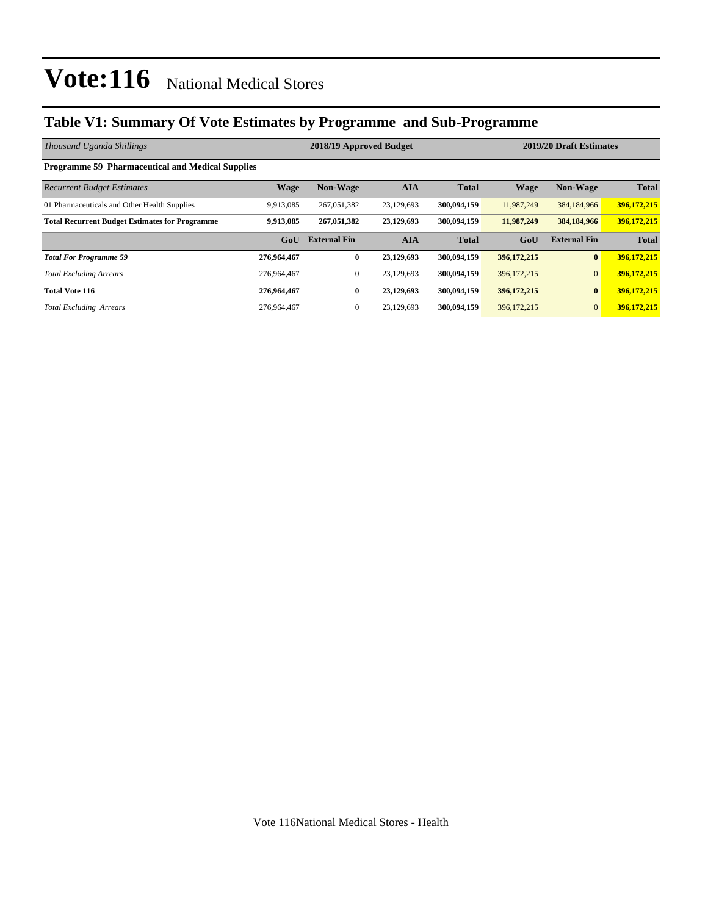# Vote:116 National Medical Stores

## Table V1: Summary Of Vote Estimates by Programme and Sub-Programme

| *Thousand Uganda Shillings* | 2018/19 Approved Budget | | | | 2019/20 Draft Estimates | | |
|---|---|---|---|---|---|---|---|
| **Programme 59 Pharmaceutical and Medical Supplies** | | | | | | | |
| *Recurrent Budget Estimates* | **Wage** | **Non-Wage** | **AIA** | **Total** | **Wage** | **Non-Wage** | **Total** |
| 01 Pharmaceuticals and Other Health Supplies | 9,913,085 | 267,051,382 | 23,129,693 | **300,094,159** | 11,987,249 | 384,184,966 | **396,172,215** |
| **Total Recurrent Budget Estimates for Programme** | **9,913,085** | **267,051,382** | **23,129,693** | **300,094,159** | **11,987,249** | **384,184,966** | **396,172,215** |
| | **GoU** | **External Fin** | **AIA** | **Total** | **GoU** | **External Fin** | **Total** |
| ***Total For Programme 59*** | **276,964,467** | **0** | **23,129,693** | **300,094,159** | **396,172,215** | **0** | **396,172,215** |
| *Total Excluding Arrears* | 276,964,467 | 0 | 23,129,693 | **300,094,159** | 396,172,215 | 0 | **396,172,215** |
| **Total Vote 116** | **276,964,467** | **0** | **23,129,693** | **300,094,159** | **396,172,215** | **0** | **396,172,215** |
| *Total Excluding Arrears* | 276,964,467 | 0 | 23,129,693 | **300,094,159** | 396,172,215 | 0 | **396,172,215** |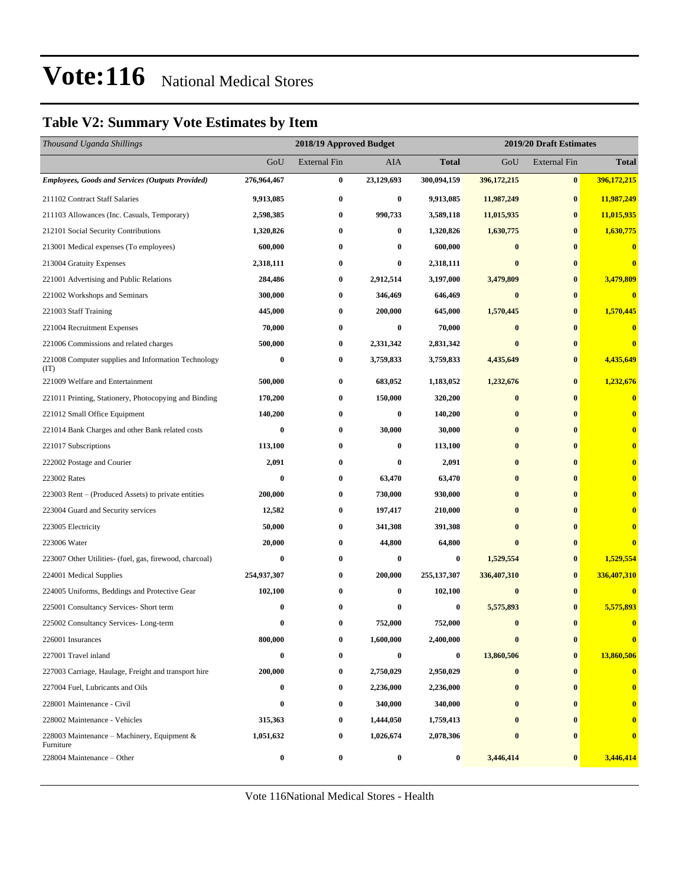# Vote:116 National Medical Stores

## Table V2: Summary Vote Estimates by Item

| *Thousand Uganda Shillings* | 2018/19 Approved Budget | | | | 2019/20 Draft Estimates | | |
|---|---|---|---|---|---|---|---|
| | GoU | External Fin | AIA | **Total** | GoU | External Fin | **Total** |
| ***Employees, Goods and Services (Outputs Provided)*** | **276,964,467** | **0** | **23,129,693** | **300,094,159** | **396,172,215** | **0** | **396,172,215** |
| 211102 Contract Staff Salaries | **9,913,085** | **0** | **0** | **9,913,085** | **11,987,249** | **0** | **11,987,249** |
| 211103 Allowances (Inc. Casuals, Temporary) | **2,598,385** | **0** | **990,733** | **3,589,118** | **11,015,935** | **0** | **11,015,935** |
| 212101 Social Security Contributions | **1,320,826** | **0** | **0** | **1,320,826** | **1,630,775** | **0** | **1,630,775** |
| 213001 Medical expenses (To employees) | **600,000** | **0** | **0** | **600,000** | **0** | **0** | **0** |
| 213004 Gratuity Expenses | **2,318,111** | **0** | **0** | **2,318,111** | **0** | **0** | **0** |
| 221001 Advertising and Public Relations | **284,486** | **0** | **2,912,514** | **3,197,000** | **3,479,809** | **0** | **3,479,809** |
| 221002 Workshops and Seminars | **300,000** | **0** | **346,469** | **646,469** | **0** | **0** | **0** |
| 221003 Staff Training | **445,000** | **0** | **200,000** | **645,000** | **1,570,445** | **0** | **1,570,445** |
| 221004 Recruitment Expenses | **70,000** | **0** | **0** | **70,000** | **0** | **0** | **0** |
| 221006 Commissions and related charges | **500,000** | **0** | **2,331,342** | **2,831,342** | **0** | **0** | **0** |
| 221008 Computer supplies and Information Technology (IT) | **0** | **0** | **3,759,833** | **3,759,833** | **4,435,649** | **0** | **4,435,649** |
| 221009 Welfare and Entertainment | **500,000** | **0** | **683,052** | **1,183,052** | **1,232,676** | **0** | **1,232,676** |
| 221011 Printing, Stationery, Photocopying and Binding | **170,200** | **0** | **150,000** | **320,200** | **0** | **0** | **0** |
| 221012 Small Office Equipment | **140,200** | **0** | **0** | **140,200** | **0** | **0** | **0** |
| 221014 Bank Charges and other Bank related costs | **0** | **0** | **30,000** | **30,000** | **0** | **0** | **0** |
| 221017 Subscriptions | **113,100** | **0** | **0** | **113,100** | **0** | **0** | **0** |
| 222002 Postage and Courier | **2,091** | **0** | **0** | **2,091** | **0** | **0** | **0** |
| 223002 Rates | **0** | **0** | **63,470** | **63,470** | **0** | **0** | **0** |
| 223003 Rent – (Produced Assets) to private entities | **200,000** | **0** | **730,000** | **930,000** | **0** | **0** | **0** |
| 223004 Guard and Security services | **12,582** | **0** | **197,417** | **210,000** | **0** | **0** | **0** |
| 223005 Electricity | **50,000** | **0** | **341,308** | **391,308** | **0** | **0** | **0** |
| 223006 Water | **20,000** | **0** | **44,800** | **64,800** | **0** | **0** | **0** |
| 223007 Other Utilities- (fuel, gas, firewood, charcoal) | **0** | **0** | **0** | **0** | **1,529,554** | **0** | **1,529,554** |
| 224001 Medical Supplies | **254,937,307** | **0** | **200,000** | **255,137,307** | **336,407,310** | **0** | **336,407,310** |
| 224005 Uniforms, Beddings and Protective Gear | **102,100** | **0** | **0** | **102,100** | **0** | **0** | **0** |
| 225001 Consultancy Services- Short term | **0** | **0** | **0** | **0** | **5,575,893** | **0** | **5,575,893** |
| 225002 Consultancy Services- Long-term | **0** | **0** | **752,000** | **752,000** | **0** | **0** | **0** |
| 226001 Insurances | **800,000** | **0** | **1,600,000** | **2,400,000** | **0** | **0** | **0** |
| 227001 Travel inland | **0** | **0** | **0** | **0** | **13,860,506** | **0** | **13,860,506** |
| 227003 Carriage, Haulage, Freight and transport hire | **200,000** | **0** | **2,750,029** | **2,950,029** | **0** | **0** | **0** |
| 227004 Fuel, Lubricants and Oils | **0** | **0** | **2,236,000** | **2,236,000** | **0** | **0** | **0** |
| 228001 Maintenance - Civil | **0** | **0** | **340,000** | **340,000** | **0** | **0** | **0** |
| 228002 Maintenance - Vehicles | **315,363** | **0** | **1,444,050** | **1,759,413** | **0** | **0** | **0** |
| 228003 Maintenance – Machinery, Equipment & Furniture | **1,051,632** | **0** | **1,026,674** | **2,078,306** | **0** | **0** | **0** |
| 228004 Maintenance – Other | **0** | **0** | **0** | **0** | **3,446,414** | **0** | **3,446,414** |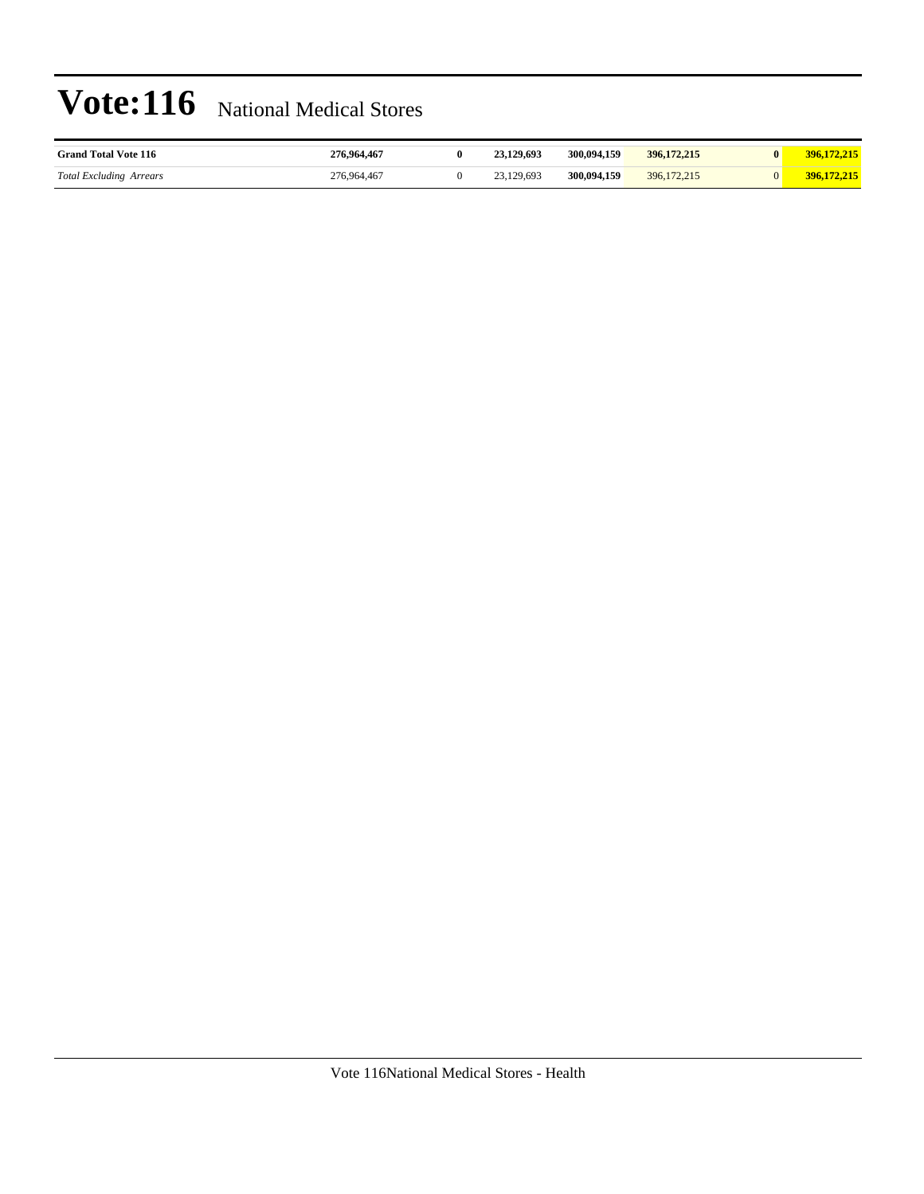| | | | | | | | |
|---|---|---|---|---|---|---|---|
| **Grand Total Vote 116** | **276,964,467** | **0** | **23,129,693** | **300,094,159** | **396,172,215** | **0** | **396,172,215** |
| *Total Excluding Arrears* | 276,964,467 | 0 | 23,129,693 | **300,094,159** | 396,172,215 | 0 | **396,172,215** |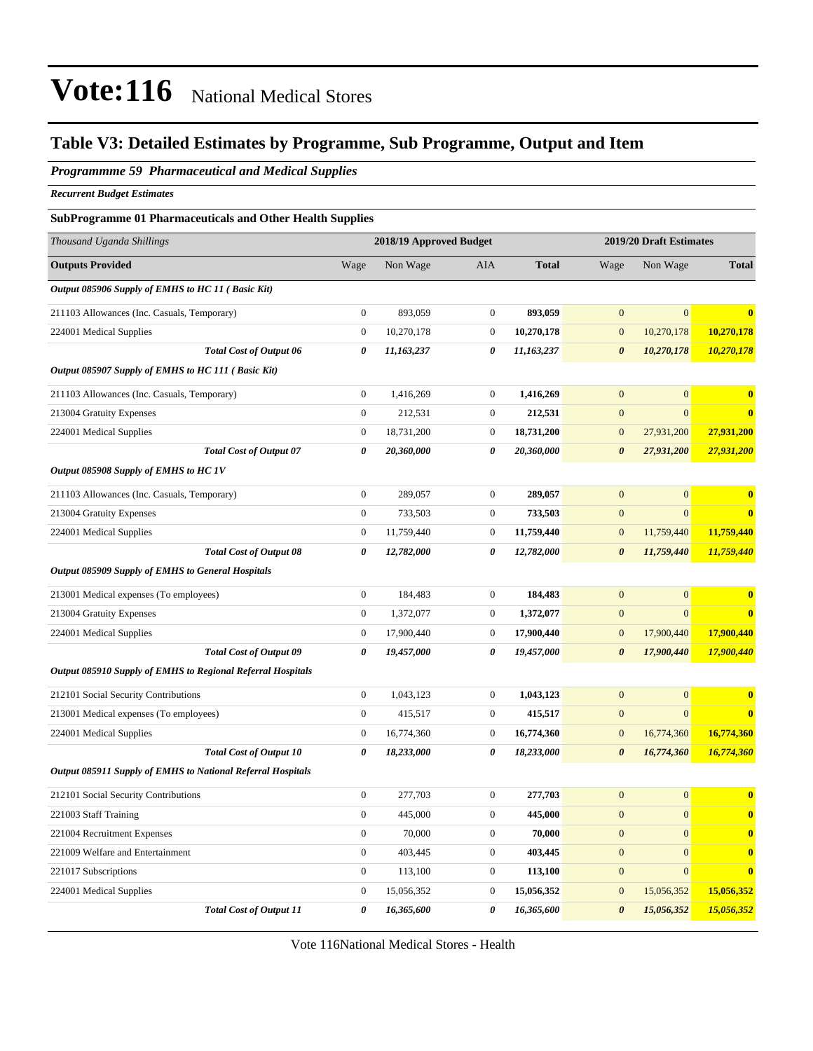# Vote:116 National Medical Stores

## Table V3: Detailed Estimates by Programme, Sub Programme, Output and Item

### *Programmme 59 Pharmaceutical and Medical Supplies*

***Recurrent Budget Estimates***

#### SubProgramme 01 Pharmaceuticals and Other Health Supplies

| *Thousand Uganda Shillings* | 2018/19 Approved Budget | | | | 2019/20 Draft Estimates | | |
|---|---|---|---|---|---|---|---|
| **Outputs Provided** | Wage | Non Wage | AIA | **Total** | Wage | Non Wage | **Total** |
| ***Output 085906 Supply of EMHS to HC 11 ( Basic Kit)*** | | | | | | | |
| 211103 Allowances (Inc. Casuals, Temporary) | 0 | 893,059 | 0 | **893,059** | 0 | 0 | **0** |
| 224001 Medical Supplies | 0 | 10,270,178 | 0 | **10,270,178** | 0 | 10,270,178 | **10,270,178** |
| ***Total Cost of Output 06*** | ***0*** | ***11,163,237*** | ***0*** | ***11,163,237*** | ***0*** | ***10,270,178*** | ***10,270,178*** |
| ***Output 085907 Supply of EMHS to HC 111 ( Basic Kit)*** | | | | | | | |
| 211103 Allowances (Inc. Casuals, Temporary) | 0 | 1,416,269 | 0 | **1,416,269** | 0 | 0 | **0** |
| 213004 Gratuity Expenses | 0 | 212,531 | 0 | **212,531** | 0 | 0 | **0** |
| 224001 Medical Supplies | 0 | 18,731,200 | 0 | **18,731,200** | 0 | 27,931,200 | **27,931,200** |
| ***Total Cost of Output 07*** | ***0*** | ***20,360,000*** | ***0*** | ***20,360,000*** | ***0*** | ***27,931,200*** | ***27,931,200*** |
| ***Output 085908 Supply of EMHS to HC 1V*** | | | | | | | |
| 211103 Allowances (Inc. Casuals, Temporary) | 0 | 289,057 | 0 | **289,057** | 0 | 0 | **0** |
| 213004 Gratuity Expenses | 0 | 733,503 | 0 | **733,503** | 0 | 0 | **0** |
| 224001 Medical Supplies | 0 | 11,759,440 | 0 | **11,759,440** | 0 | 11,759,440 | **11,759,440** |
| ***Total Cost of Output 08*** | ***0*** | ***12,782,000*** | ***0*** | ***12,782,000*** | ***0*** | ***11,759,440*** | ***11,759,440*** |
| ***Output 085909 Supply of EMHS to General Hospitals*** | | | | | | | |
| 213001 Medical expenses (To employees) | 0 | 184,483 | 0 | **184,483** | 0 | 0 | **0** |
| 213004 Gratuity Expenses | 0 | 1,372,077 | 0 | **1,372,077** | 0 | 0 | **0** |
| 224001 Medical Supplies | 0 | 17,900,440 | 0 | **17,900,440** | 0 | 17,900,440 | **17,900,440** |
| ***Total Cost of Output 09*** | ***0*** | ***19,457,000*** | ***0*** | ***19,457,000*** | ***0*** | ***17,900,440*** | ***17,900,440*** |
| ***Output 085910 Supply of EMHS to Regional Referral Hospitals*** | | | | | | | |
| 212101 Social Security Contributions | 0 | 1,043,123 | 0 | **1,043,123** | 0 | 0 | **0** |
| 213001 Medical expenses (To employees) | 0 | 415,517 | 0 | **415,517** | 0 | 0 | **0** |
| 224001 Medical Supplies | 0 | 16,774,360 | 0 | **16,774,360** | 0 | 16,774,360 | **16,774,360** |
| ***Total Cost of Output 10*** | ***0*** | ***18,233,000*** | ***0*** | ***18,233,000*** | ***0*** | ***16,774,360*** | ***16,774,360*** |
| ***Output 085911 Supply of EMHS to National Referral Hospitals*** | | | | | | | |
| 212101 Social Security Contributions | 0 | 277,703 | 0 | **277,703** | 0 | 0 | **0** |
| 221003 Staff Training | 0 | 445,000 | 0 | **445,000** | 0 | 0 | **0** |
| 221004 Recruitment Expenses | 0 | 70,000 | 0 | **70,000** | 0 | 0 | **0** |
| 221009 Welfare and Entertainment | 0 | 403,445 | 0 | **403,445** | 0 | 0 | **0** |
| 221017 Subscriptions | 0 | 113,100 | 0 | **113,100** | 0 | 0 | **0** |
| 224001 Medical Supplies | 0 | 15,056,352 | 0 | **15,056,352** | 0 | 15,056,352 | **15,056,352** |
| ***Total Cost of Output 11*** | ***0*** | ***16,365,600*** | ***0*** | ***16,365,600*** | ***0*** | ***15,056,352*** | ***15,056,352*** |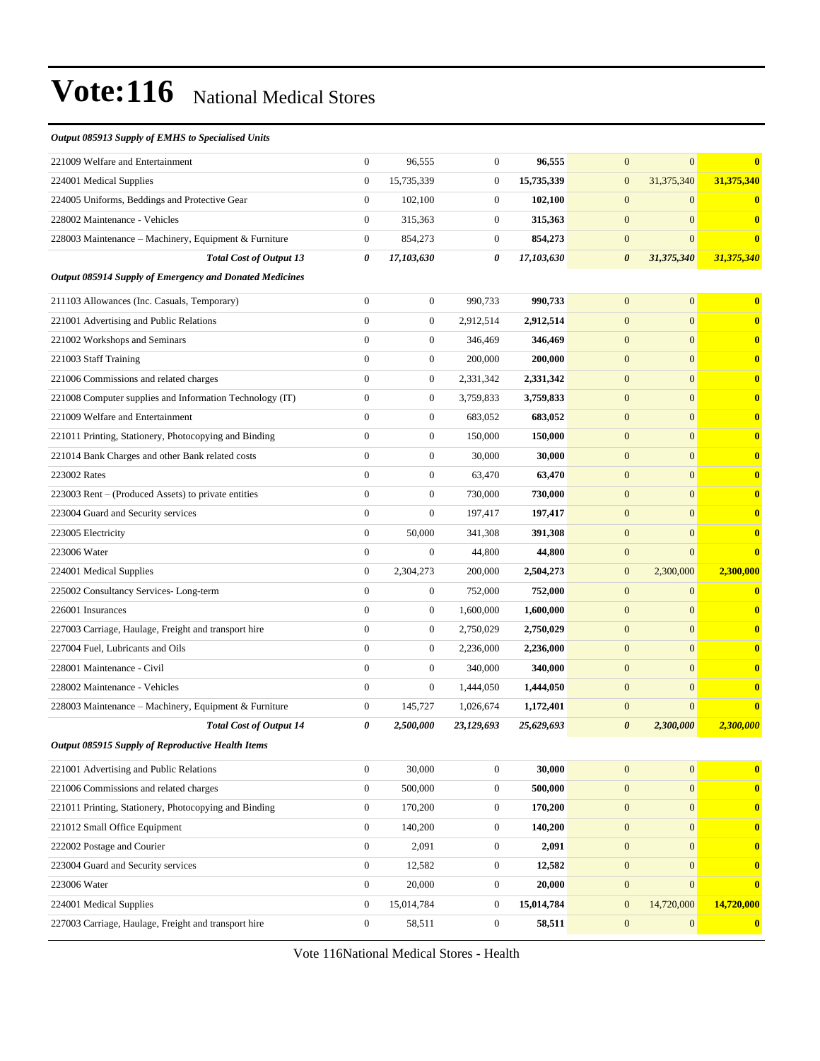# Vote:116 National Medical Stores

*Output 085913 Supply of EMHS to Specialised Units*

| | | | | | | | |
|---|---|---|---|---|---|---|---|
| 221009 Welfare and Entertainment | 0 | 96,555 | 0 | **96,555** | 0 | 0 | **0** |
| 224001 Medical Supplies | 0 | 15,735,339 | 0 | **15,735,339** | 0 | 31,375,340 | **31,375,340** |
| 224005 Uniforms, Beddings and Protective Gear | 0 | 102,100 | 0 | **102,100** | 0 | 0 | **0** |
| 228002 Maintenance - Vehicles | 0 | 315,363 | 0 | **315,363** | 0 | 0 | **0** |
| 228003 Maintenance – Machinery, Equipment & Furniture | 0 | 854,273 | 0 | **854,273** | 0 | 0 | **0** |
| ***Total Cost of Output 13*** | ***0*** | ***17,103,630*** | ***0*** | ***17,103,630*** | ***0*** | ***31,375,340*** | ***31,375,340*** |

*Output 085914 Supply of Emergency and Donated Medicines*

| | | | | | | | |
|---|---|---|---|---|---|---|---|
| 211103 Allowances (Inc. Casuals, Temporary) | 0 | 0 | 990,733 | **990,733** | 0 | 0 | **0** |
| 221001 Advertising and Public Relations | 0 | 0 | 2,912,514 | **2,912,514** | 0 | 0 | **0** |
| 221002 Workshops and Seminars | 0 | 0 | 346,469 | **346,469** | 0 | 0 | **0** |
| 221003 Staff Training | 0 | 0 | 200,000 | **200,000** | 0 | 0 | **0** |
| 221006 Commissions and related charges | 0 | 0 | 2,331,342 | **2,331,342** | 0 | 0 | **0** |
| 221008 Computer supplies and Information Technology (IT) | 0 | 0 | 3,759,833 | **3,759,833** | 0 | 0 | **0** |
| 221009 Welfare and Entertainment | 0 | 0 | 683,052 | **683,052** | 0 | 0 | **0** |
| 221011 Printing, Stationery, Photocopying and Binding | 0 | 0 | 150,000 | **150,000** | 0 | 0 | **0** |
| 221014 Bank Charges and other Bank related costs | 0 | 0 | 30,000 | **30,000** | 0 | 0 | **0** |
| 223002 Rates | 0 | 0 | 63,470 | **63,470** | 0 | 0 | **0** |
| 223003 Rent – (Produced Assets) to private entities | 0 | 0 | 730,000 | **730,000** | 0 | 0 | **0** |
| 223004 Guard and Security services | 0 | 0 | 197,417 | **197,417** | 0 | 0 | **0** |
| 223005 Electricity | 0 | 50,000 | 341,308 | **391,308** | 0 | 0 | **0** |
| 223006 Water | 0 | 0 | 44,800 | **44,800** | 0 | 0 | **0** |
| 224001 Medical Supplies | 0 | 2,304,273 | 200,000 | **2,504,273** | 0 | 2,300,000 | **2,300,000** |
| 225002 Consultancy Services- Long-term | 0 | 0 | 752,000 | **752,000** | 0 | 0 | **0** |
| 226001 Insurances | 0 | 0 | 1,600,000 | **1,600,000** | 0 | 0 | **0** |
| 227003 Carriage, Haulage, Freight and transport hire | 0 | 0 | 2,750,029 | **2,750,029** | 0 | 0 | **0** |
| 227004 Fuel, Lubricants and Oils | 0 | 0 | 2,236,000 | **2,236,000** | 0 | 0 | **0** |
| 228001 Maintenance - Civil | 0 | 0 | 340,000 | **340,000** | 0 | 0 | **0** |
| 228002 Maintenance - Vehicles | 0 | 0 | 1,444,050 | **1,444,050** | 0 | 0 | **0** |
| 228003 Maintenance – Machinery, Equipment & Furniture | 0 | 145,727 | 1,026,674 | **1,172,401** | 0 | 0 | **0** |
| ***Total Cost of Output 14*** | ***0*** | ***2,500,000*** | ***23,129,693*** | ***25,629,693*** | ***0*** | ***2,300,000*** | ***2,300,000*** |

*Output 085915 Supply of Reproductive Health Items*

| | | | | | | | |
|---|---|---|---|---|---|---|---|
| 221001 Advertising and Public Relations | 0 | 30,000 | 0 | **30,000** | 0 | 0 | **0** |
| 221006 Commissions and related charges | 0 | 500,000 | 0 | **500,000** | 0 | 0 | **0** |
| 221011 Printing, Stationery, Photocopying and Binding | 0 | 170,200 | 0 | **170,200** | 0 | 0 | **0** |
| 221012 Small Office Equipment | 0 | 140,200 | 0 | **140,200** | 0 | 0 | **0** |
| 222002 Postage and Courier | 0 | 2,091 | 0 | **2,091** | 0 | 0 | **0** |
| 223004 Guard and Security services | 0 | 12,582 | 0 | **12,582** | 0 | 0 | **0** |
| 223006 Water | 0 | 20,000 | 0 | **20,000** | 0 | 0 | **0** |
| 224001 Medical Supplies | 0 | 15,014,784 | 0 | **15,014,784** | 0 | 14,720,000 | **14,720,000** |
| 227003 Carriage, Haulage, Freight and transport hire | 0 | 58,511 | 0 | **58,511** | 0 | 0 | **0** |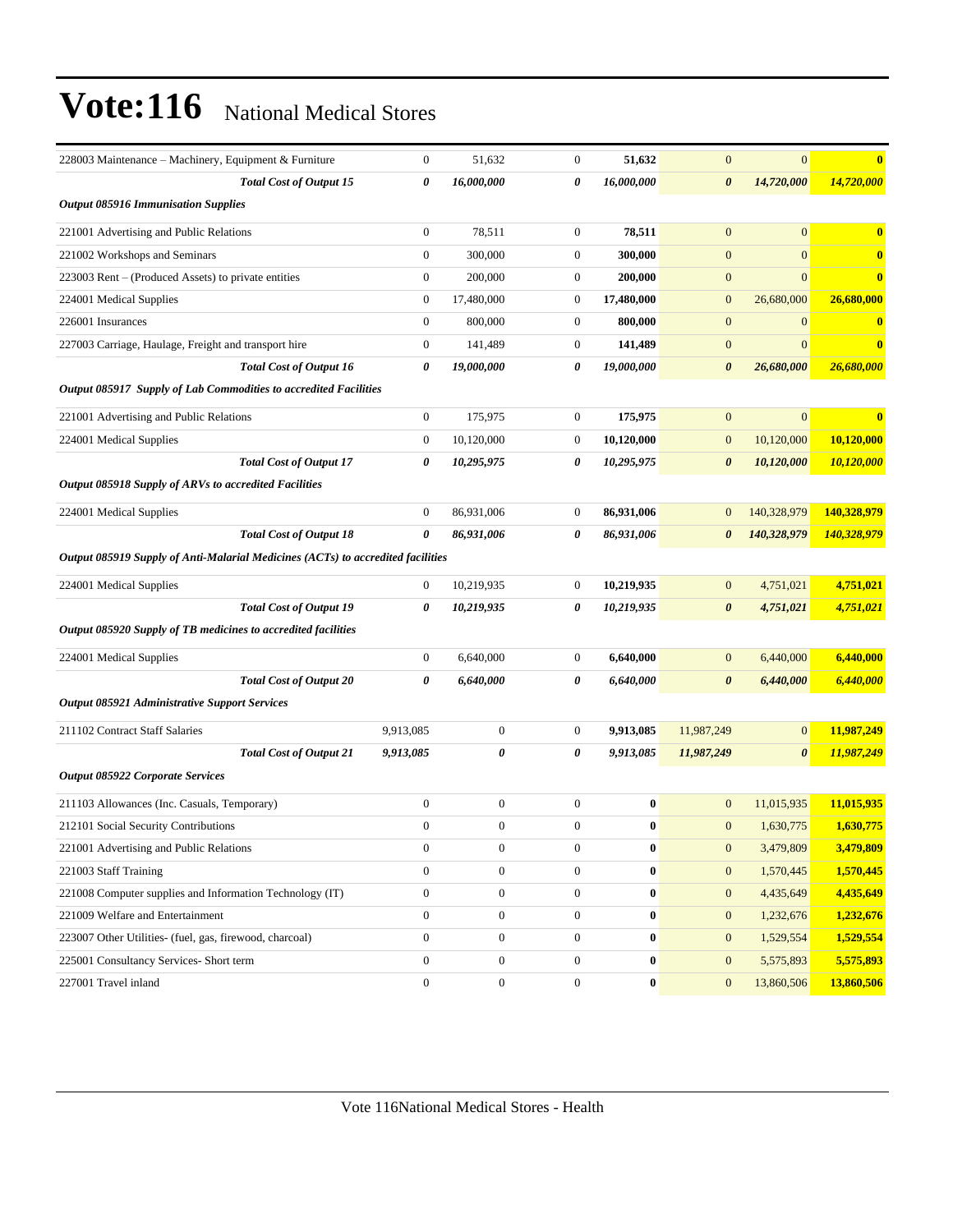| | | | | | | | |
|---|---|---|---|---|---|---|---|
| 228003 Maintenance – Machinery, Equipment & Furniture | 0 | 51,632 | 0 | **51,632** | 0 | 0 | **0** |
| ***Total Cost of Output 15*** | ***0*** | ***16,000,000*** | ***0*** | ***16,000,000*** | ***0*** | ***14,720,000*** | ***14,720,000*** |
| ***Output 085916 Immunisation Supplies*** | | | | | | | |
| 221001 Advertising and Public Relations | 0 | 78,511 | 0 | **78,511** | 0 | 0 | **0** |
| 221002 Workshops and Seminars | 0 | 300,000 | 0 | **300,000** | 0 | 0 | **0** |
| 223003 Rent – (Produced Assets) to private entities | 0 | 200,000 | 0 | **200,000** | 0 | 0 | **0** |
| 224001 Medical Supplies | 0 | 17,480,000 | 0 | **17,480,000** | 0 | 26,680,000 | **26,680,000** |
| 226001 Insurances | 0 | 800,000 | 0 | **800,000** | 0 | 0 | **0** |
| 227003 Carriage, Haulage, Freight and transport hire | 0 | 141,489 | 0 | **141,489** | 0 | 0 | **0** |
| ***Total Cost of Output 16*** | ***0*** | ***19,000,000*** | ***0*** | ***19,000,000*** | ***0*** | ***26,680,000*** | ***26,680,000*** |
| ***Output 085917 Supply of Lab Commodities to accredited Facilities*** | | | | | | | |
| 221001 Advertising and Public Relations | 0 | 175,975 | 0 | **175,975** | 0 | 0 | **0** |
| 224001 Medical Supplies | 0 | 10,120,000 | 0 | **10,120,000** | 0 | 10,120,000 | **10,120,000** |
| ***Total Cost of Output 17*** | ***0*** | ***10,295,975*** | ***0*** | ***10,295,975*** | ***0*** | ***10,120,000*** | ***10,120,000*** |
| ***Output 085918 Supply of ARVs to accredited Facilities*** | | | | | | | |
| 224001 Medical Supplies | 0 | 86,931,006 | 0 | **86,931,006** | 0 | 140,328,979 | **140,328,979** |
| ***Total Cost of Output 18*** | ***0*** | ***86,931,006*** | ***0*** | ***86,931,006*** | ***0*** | ***140,328,979*** | ***140,328,979*** |
| ***Output 085919 Supply of Anti-Malarial Medicines (ACTs) to accredited facilities*** | | | | | | | |
| 224001 Medical Supplies | 0 | 10,219,935 | 0 | **10,219,935** | 0 | 4,751,021 | **4,751,021** |
| ***Total Cost of Output 19*** | ***0*** | ***10,219,935*** | ***0*** | ***10,219,935*** | ***0*** | ***4,751,021*** | ***4,751,021*** |
| ***Output 085920 Supply of TB medicines to accredited facilities*** | | | | | | | |
| 224001 Medical Supplies | 0 | 6,640,000 | 0 | **6,640,000** | 0 | 6,440,000 | **6,440,000** |
| ***Total Cost of Output 20*** | ***0*** | ***6,640,000*** | ***0*** | ***6,640,000*** | ***0*** | ***6,440,000*** | ***6,440,000*** |
| ***Output 085921 Administrative Support Services*** | | | | | | | |
| 211102 Contract Staff Salaries | 9,913,085 | 0 | 0 | **9,913,085** | 11,987,249 | 0 | **11,987,249** |
| ***Total Cost of Output 21*** | ***9,913,085*** | ***0*** | ***0*** | ***9,913,085*** | ***11,987,249*** | ***0*** | ***11,987,249*** |
| ***Output 085922 Corporate Services*** | | | | | | | |
| 211103 Allowances (Inc. Casuals, Temporary) | 0 | 0 | 0 | **0** | 0 | 11,015,935 | **11,015,935** |
| 212101 Social Security Contributions | 0 | 0 | 0 | **0** | 0 | 1,630,775 | **1,630,775** |
| 221001 Advertising and Public Relations | 0 | 0 | 0 | **0** | 0 | 3,479,809 | **3,479,809** |
| 221003 Staff Training | 0 | 0 | 0 | **0** | 0 | 1,570,445 | **1,570,445** |
| 221008 Computer supplies and Information Technology (IT) | 0 | 0 | 0 | **0** | 0 | 4,435,649 | **4,435,649** |
| 221009 Welfare and Entertainment | 0 | 0 | 0 | **0** | 0 | 1,232,676 | **1,232,676** |
| 223007 Other Utilities- (fuel, gas, firewood, charcoal) | 0 | 0 | 0 | **0** | 0 | 1,529,554 | **1,529,554** |
| 225001 Consultancy Services- Short term | 0 | 0 | 0 | **0** | 0 | 5,575,893 | **5,575,893** |
| 227001 Travel inland | 0 | 0 | 0 | **0** | 0 | 13,860,506 | **13,860,506** |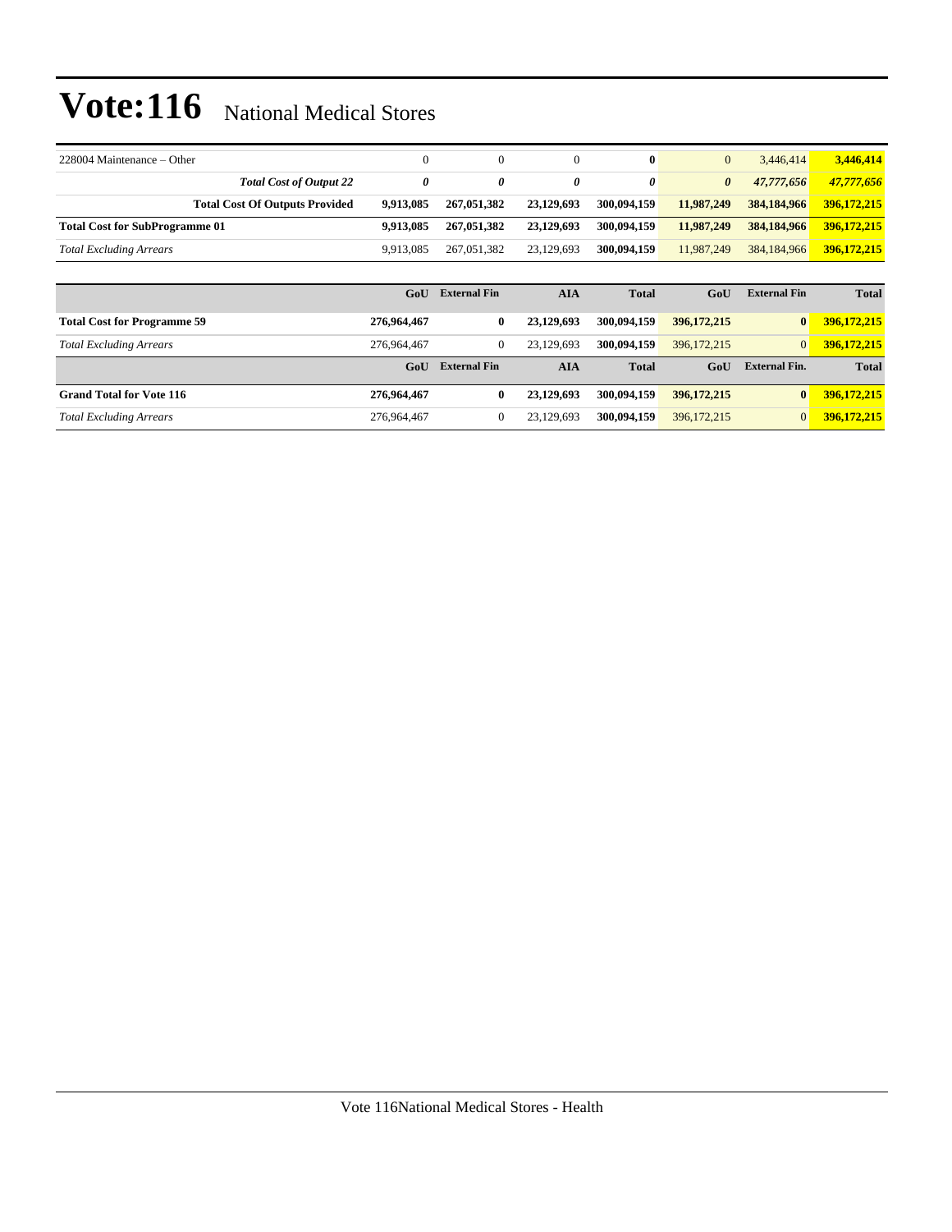# Vote:116 National Medical Stores

| | | | | | | | |
|---|---|---|---|---|---|---|---|
| 228004 Maintenance – Other | 0 | 0 | 0 | **0** | 0 | 3,446,414 | **3,446,414** |
| ***Total Cost of Output 22*** | ***0*** | ***0*** | ***0*** | ***0*** | ***0*** | ***47,777,656*** | ***47,777,656*** |
| **Total Cost Of Outputs Provided** | **9,913,085** | **267,051,382** | **23,129,693** | **300,094,159** | **11,987,249** | **384,184,966** | **396,172,215** |
| **Total Cost for SubProgramme 01** | **9,913,085** | **267,051,382** | **23,129,693** | **300,094,159** | **11,987,249** | **384,184,966** | **396,172,215** |
| *Total Excluding Arrears* | 9,913,085 | 267,051,382 | 23,129,693 | **300,094,159** | 11,987,249 | 384,184,966 | **396,172,215** |

| | GoU | External Fin | AIA | Total | GoU | External Fin | Total |
|---|---|---|---|---|---|---|---|
| **Total Cost for Programme 59** | **276,964,467** | **0** | **23,129,693** | **300,094,159** | **396,172,215** | **0** | **396,172,215** |
| *Total Excluding Arrears* | 276,964,467 | 0 | 23,129,693 | **300,094,159** | 396,172,215 | 0 | **396,172,215** |
| | **GoU** | **External Fin** | **AIA** | **Total** | **GoU** | **External Fin.** | **Total** |
| **Grand Total for Vote 116** | **276,964,467** | **0** | **23,129,693** | **300,094,159** | **396,172,215** | **0** | **396,172,215** |
| *Total Excluding Arrears* | 276,964,467 | 0 | 23,129,693 | **300,094,159** | 396,172,215 | 0 | **396,172,215** |